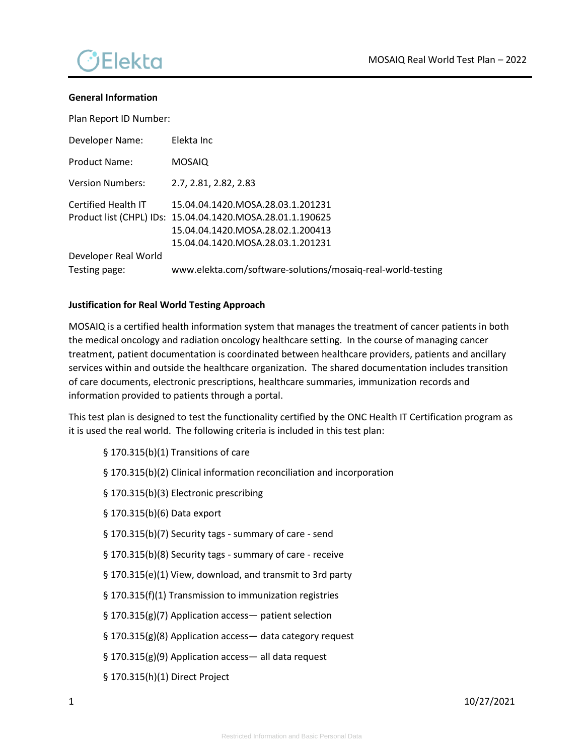**General Information**

Plan Report ID Number:

| | |
|---|---|
| Developer Name: | Elekta Inc |
| Product Name: | MOSAIQ |
| Version Numbers: | 2.7, 2.81, 2.82, 2.83 |
| Certified Health IT Product list (CHPL) IDs: | 15.04.04.1420.MOSA.28.03.1.201231<br>15.04.04.1420.MOSA.28.01.1.190625<br>15.04.04.1420.MOSA.28.02.1.200413<br>15.04.04.1420.MOSA.28.03.1.201231 |
| Developer Real World Testing page: | www.elekta.com/software-solutions/mosaiq-real-world-testing |

**Justification for Real World Testing Approach**

MOSAIQ is a certified health information system that manages the treatment of cancer patients in both the medical oncology and radiation oncology healthcare setting. In the course of managing cancer treatment, patient documentation is coordinated between healthcare providers, patients and ancillary services within and outside the healthcare organization. The shared documentation includes transition of care documents, electronic prescriptions, healthcare summaries, immunization records and information provided to patients through a portal.

This test plan is designed to test the functionality certified by the ONC Health IT Certification program as it is used the real world. The following criteria is included in this test plan:

- § 170.315(b)(1) Transitions of care
- § 170.315(b)(2) Clinical information reconciliation and incorporation
- § 170.315(b)(3) Electronic prescribing
- § 170.315(b)(6) Data export
- § 170.315(b)(7) Security tags - summary of care - send
- § 170.315(b)(8) Security tags - summary of care - receive
- § 170.315(e)(1) View, download, and transmit to 3rd party
- § 170.315(f)(1) Transmission to immunization registries
- § 170.315(g)(7) Application access— patient selection
- § 170.315(g)(8) Application access— data category request
- § 170.315(g)(9) Application access— all data request
- § 170.315(h)(1) Direct Project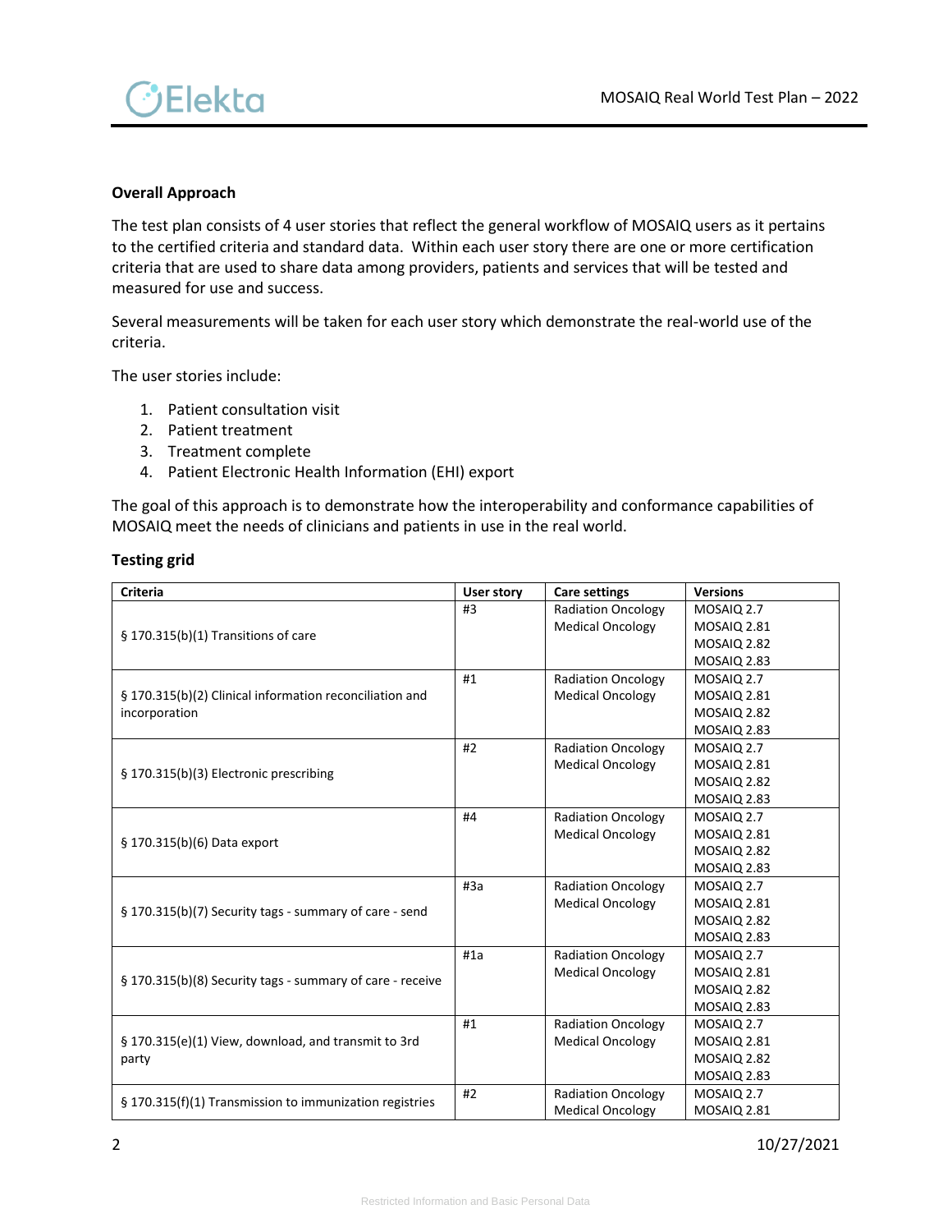**Overall Approach**

The test plan consists of 4 user stories that reflect the general workflow of MOSAIQ users as it pertains to the certified criteria and standard data. Within each user story there are one or more certification criteria that are used to share data among providers, patients and services that will be tested and measured for use and success.

Several measurements will be taken for each user story which demonstrate the real-world use of the criteria.

The user stories include:

1. Patient consultation visit
2. Patient treatment
3. Treatment complete
4. Patient Electronic Health Information (EHI) export

The goal of this approach is to demonstrate how the interoperability and conformance capabilities of MOSAIQ meet the needs of clinicians and patients in use in the real world.

**Testing grid**

| Criteria | User story | Care settings | Versions |
|---|---|---|---|
| § 170.315(b)(1) Transitions of care | #3 | Radiation Oncology<br>Medical Oncology | MOSAIQ 2.7<br>MOSAIQ 2.81<br>MOSAIQ 2.82<br>MOSAIQ 2.83 |
| § 170.315(b)(2) Clinical information reconciliation and incorporation | #1 | Radiation Oncology<br>Medical Oncology | MOSAIQ 2.7<br>MOSAIQ 2.81<br>MOSAIQ 2.82<br>MOSAIQ 2.83 |
| § 170.315(b)(3) Electronic prescribing | #2 | Radiation Oncology<br>Medical Oncology | MOSAIQ 2.7<br>MOSAIQ 2.81<br>MOSAIQ 2.82<br>MOSAIQ 2.83 |
| § 170.315(b)(6) Data export | #4 | Radiation Oncology<br>Medical Oncology | MOSAIQ 2.7<br>MOSAIQ 2.81<br>MOSAIQ 2.82<br>MOSAIQ 2.83 |
| § 170.315(b)(7) Security tags - summary of care - send | #3a | Radiation Oncology<br>Medical Oncology | MOSAIQ 2.7<br>MOSAIQ 2.81<br>MOSAIQ 2.82<br>MOSAIQ 2.83 |
| § 170.315(b)(8) Security tags - summary of care - receive | #1a | Radiation Oncology<br>Medical Oncology | MOSAIQ 2.7<br>MOSAIQ 2.81<br>MOSAIQ 2.82<br>MOSAIQ 2.83 |
| § 170.315(e)(1) View, download, and transmit to 3rd party | #1 | Radiation Oncology<br>Medical Oncology | MOSAIQ 2.7<br>MOSAIQ 2.81<br>MOSAIQ 2.82<br>MOSAIQ 2.83 |
| § 170.315(f)(1) Transmission to immunization registries | #2 | Radiation Oncology<br>Medical Oncology | MOSAIQ 2.7<br>MOSAIQ 2.81 |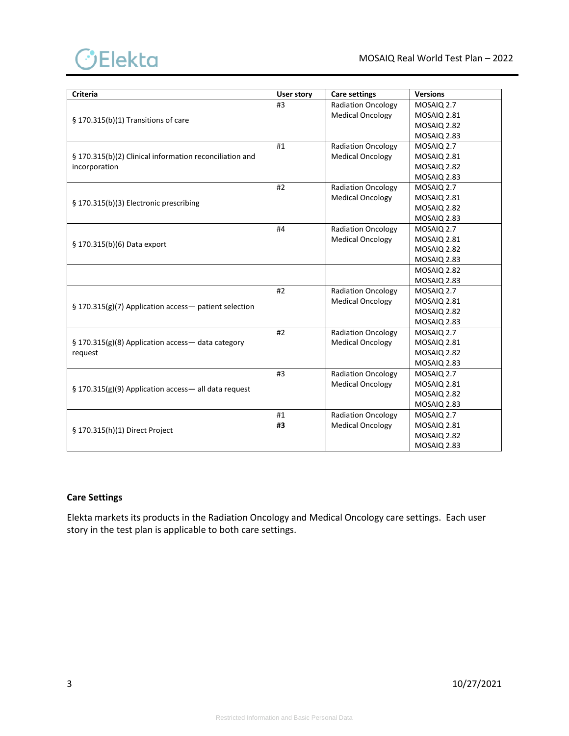| Criteria | User story | Care settings | Versions |
|---|---|---|---|
| § 170.315(b)(1) Transitions of care | #3 | Radiation Oncology<br>Medical Oncology | MOSAIQ 2.7<br>MOSAIQ 2.81<br>MOSAIQ 2.82<br>MOSAIQ 2.83 |
| § 170.315(b)(2) Clinical information reconciliation and incorporation | #1 | Radiation Oncology<br>Medical Oncology | MOSAIQ 2.7<br>MOSAIQ 2.81<br>MOSAIQ 2.82<br>MOSAIQ 2.83 |
| § 170.315(b)(3) Electronic prescribing | #2 | Radiation Oncology<br>Medical Oncology | MOSAIQ 2.7<br>MOSAIQ 2.81<br>MOSAIQ 2.82<br>MOSAIQ 2.83 |
| § 170.315(b)(6) Data export | #4 | Radiation Oncology<br>Medical Oncology | MOSAIQ 2.7<br>MOSAIQ 2.81<br>MOSAIQ 2.82<br>MOSAIQ 2.83 |
| | | | MOSAIQ 2.82<br>MOSAIQ 2.83 |
| § 170.315(g)(7) Application access— patient selection | #2 | Radiation Oncology<br>Medical Oncology | MOSAIQ 2.7<br>MOSAIQ 2.81<br>MOSAIQ 2.82<br>MOSAIQ 2.83 |
| § 170.315(g)(8) Application access— data category request | #2 | Radiation Oncology<br>Medical Oncology | MOSAIQ 2.7<br>MOSAIQ 2.81<br>MOSAIQ 2.82<br>MOSAIQ 2.83 |
| § 170.315(g)(9) Application access— all data request | #3 | Radiation Oncology<br>Medical Oncology | MOSAIQ 2.7<br>MOSAIQ 2.81<br>MOSAIQ 2.82<br>MOSAIQ 2.83 |
| § 170.315(h)(1) Direct Project | #1<br>**#3** | Radiation Oncology<br>Medical Oncology | MOSAIQ 2.7<br>MOSAIQ 2.81<br>MOSAIQ 2.82<br>MOSAIQ 2.83 |

**Care Settings**

Elekta markets its products in the Radiation Oncology and Medical Oncology care settings. Each user story in the test plan is applicable to both care settings.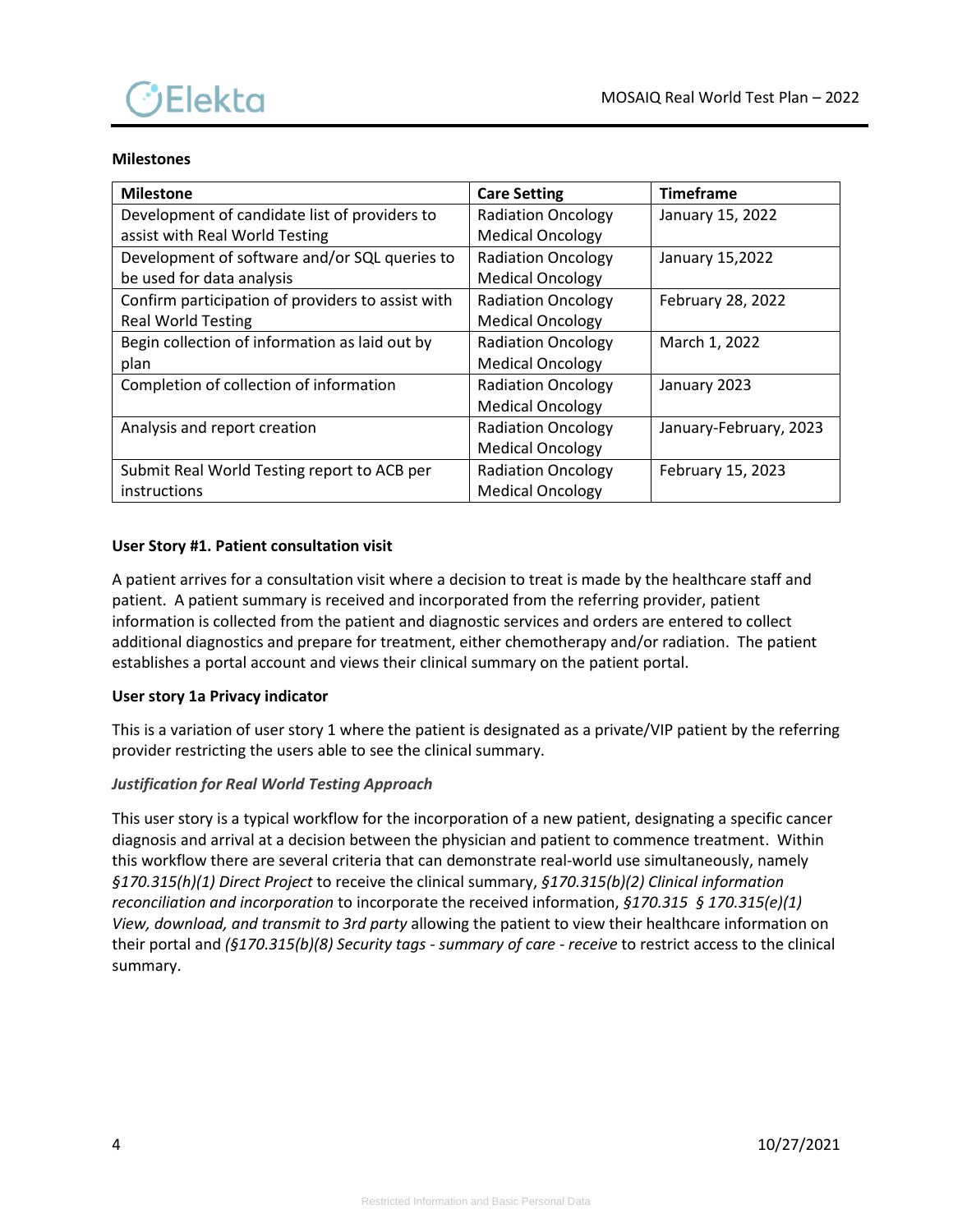**Milestones**

| Milestone | Care Setting | Timeframe |
|---|---|---|
| Development of candidate list of providers to assist with Real World Testing | Radiation Oncology Medical Oncology | January 15, 2022 |
| Development of software and/or SQL queries to be used for data analysis | Radiation Oncology Medical Oncology | January 15,2022 |
| Confirm participation of providers to assist with Real World Testing | Radiation Oncology Medical Oncology | February 28, 2022 |
| Begin collection of information as laid out by plan | Radiation Oncology Medical Oncology | March 1, 2022 |
| Completion of collection of information | Radiation Oncology Medical Oncology | January 2023 |
| Analysis and report creation | Radiation Oncology Medical Oncology | January-February, 2023 |
| Submit Real World Testing report to ACB per instructions | Radiation Oncology Medical Oncology | February 15, 2023 |

**User Story #1. Patient consultation visit**

A patient arrives for a consultation visit where a decision to treat is made by the healthcare staff and patient. A patient summary is received and incorporated from the referring provider, patient information is collected from the patient and diagnostic services and orders are entered to collect additional diagnostics and prepare for treatment, either chemotherapy and/or radiation. The patient establishes a portal account and views their clinical summary on the patient portal.

**User story 1a Privacy indicator**

This is a variation of user story 1 where the patient is designated as a private/VIP patient by the referring provider restricting the users able to see the clinical summary.

***Justification for Real World Testing Approach***

This user story is a typical workflow for the incorporation of a new patient, designating a specific cancer diagnosis and arrival at a decision between the physician and patient to commence treatment. Within this workflow there are several criteria that can demonstrate real-world use simultaneously, namely *§170.315(h)(1) Direct Project* to receive the clinical summary, *§170.315(b)(2) Clinical information reconciliation and incorporation* to incorporate the received information, *§170.315 § 170.315(e)(1) View, download, and transmit to 3rd party* allowing the patient to view their healthcare information on their portal and *(§170.315(b)(8) Security tags - summary of care - receive* to restrict access to the clinical summary.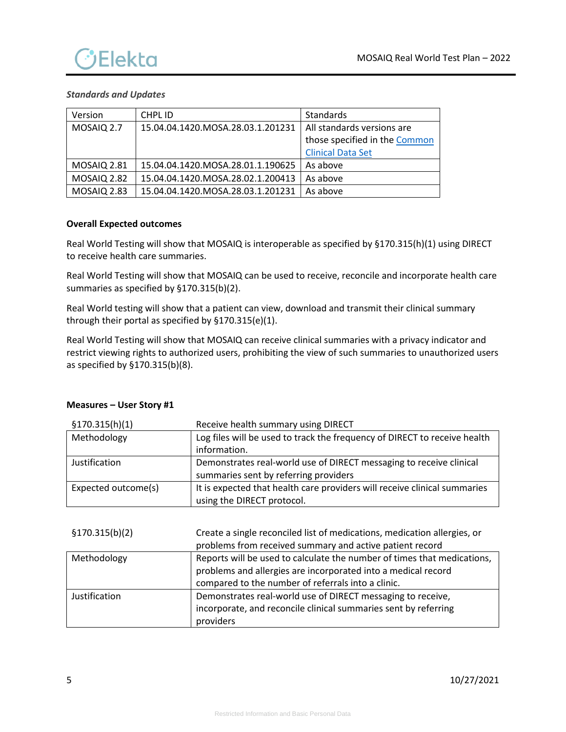***Standards and Updates***

| Version | CHPL ID | Standards |
|---|---|---|
| MOSAIQ 2.7 | 15.04.04.1420.MOSA.28.03.1.201231 | All standards versions are those specified in the [Common Clinical Data Set]() |
| MOSAIQ 2.81 | 15.04.04.1420.MOSA.28.01.1.190625 | As above |
| MOSAIQ 2.82 | 15.04.04.1420.MOSA.28.02.1.200413 | As above |
| MOSAIQ 2.83 | 15.04.04.1420.MOSA.28.03.1.201231 | As above |

**Overall Expected outcomes**

Real World Testing will show that MOSAIQ is interoperable as specified by §170.315(h)(1) using DIRECT to receive health care summaries.

Real World Testing will show that MOSAIQ can be used to receive, reconcile and incorporate health care summaries as specified by §170.315(b)(2).

Real World testing will show that a patient can view, download and transmit their clinical summary through their portal as specified by §170.315(e)(1).

Real World Testing will show that MOSAIQ can receive clinical summaries with a privacy indicator and restrict viewing rights to authorized users, prohibiting the view of such summaries to unauthorized users as specified by §170.315(b)(8).

**Measures – User Story #1**

| §170.315(h)(1) | Receive health summary using DIRECT |
|---|---|
| Methodology | Log files will be used to track the frequency of DIRECT to receive health information. |
| Justification | Demonstrates real-world use of DIRECT messaging to receive clinical summaries sent by referring providers |
| Expected outcome(s) | It is expected that health care providers will receive clinical summaries using the DIRECT protocol. |

| §170.315(b)(2) | Create a single reconciled list of medications, medication allergies, or problems from received summary and active patient record |
|---|---|
| Methodology | Reports will be used to calculate the number of times that medications, problems and allergies are incorporated into a medical record compared to the number of referrals into a clinic. |
| Justification | Demonstrates real-world use of DIRECT messaging to receive, incorporate, and reconcile clinical summaries sent by referring providers |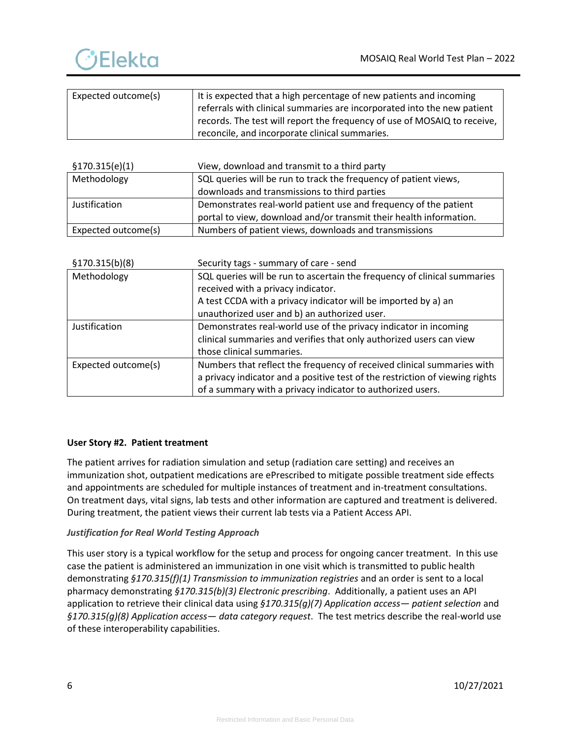| Expected outcome(s) | It is expected that a high percentage of new patients and incoming referrals with clinical summaries are incorporated into the new patient records. The test will report the frequency of use of MOSAIQ to receive, reconcile, and incorporate clinical summaries. |
|---|---|

| §170.315(e)(1) | View, download and transmit to a third party |
|---|---|
| Methodology | SQL queries will be run to track the frequency of patient views, downloads and transmissions to third parties |
| Justification | Demonstrates real-world patient use and frequency of the patient portal to view, download and/or transmit their health information. |
| Expected outcome(s) | Numbers of patient views, downloads and transmissions |

| §170.315(b)(8) | Security tags - summary of care - send |
|---|---|
| Methodology | SQL queries will be run to ascertain the frequency of clinical summaries received with a privacy indicator.<br>A test CCDA with a privacy indicator will be imported by a) an unauthorized user and b) an authorized user. |
| Justification | Demonstrates real-world use of the privacy indicator in incoming clinical summaries and verifies that only authorized users can view those clinical summaries. |
| Expected outcome(s) | Numbers that reflect the frequency of received clinical summaries with a privacy indicator and a positive test of the restriction of viewing rights of a summary with a privacy indicator to authorized users. |

**User Story #2. Patient treatment**

The patient arrives for radiation simulation and setup (radiation care setting) and receives an immunization shot, outpatient medications are ePrescribed to mitigate possible treatment side effects and appointments are scheduled for multiple instances of treatment and in-treatment consultations. On treatment days, vital signs, lab tests and other information are captured and treatment is delivered. During treatment, the patient views their current lab tests via a Patient Access API.

***Justification for Real World Testing Approach***

This user story is a typical workflow for the setup and process for ongoing cancer treatment. In this use case the patient is administered an immunization in one visit which is transmitted to public health demonstrating *§170.315(f)(1) Transmission to immunization registries* and an order is sent to a local pharmacy demonstrating *§170.315(b)(3) Electronic prescribing*. Additionally, a patient uses an API application to retrieve their clinical data using *§170.315(g)(7) Application access— patient selection* and *§170.315(g)(8) Application access— data category request*. The test metrics describe the real-world use of these interoperability capabilities.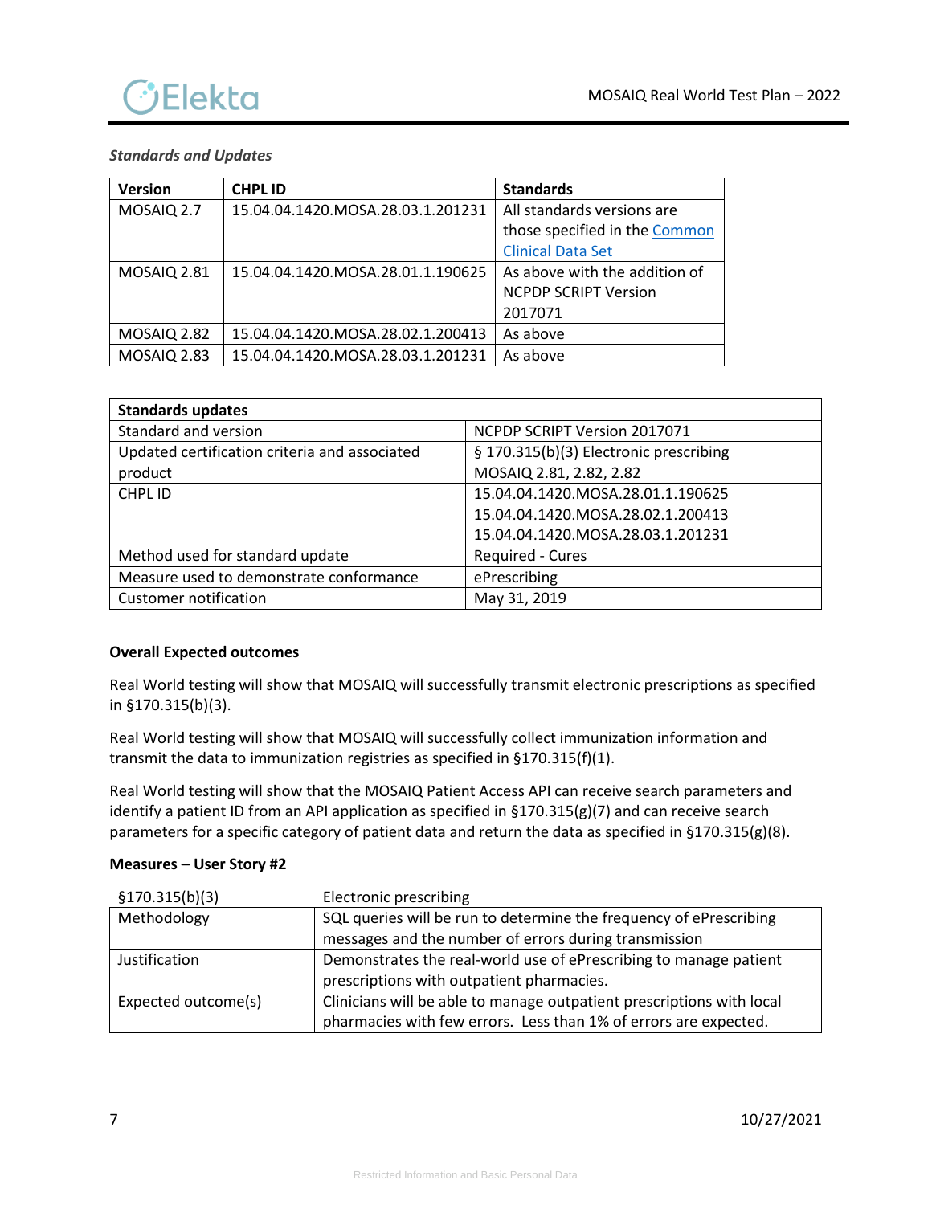*Standards and Updates*

| Version | CHPL ID | Standards |
|---|---|---|
| MOSAIQ 2.7 | 15.04.04.1420.MOSA.28.03.1.201231 | All standards versions are those specified in the Common Clinical Data Set |
| MOSAIQ 2.81 | 15.04.04.1420.MOSA.28.01.1.190625 | As above with the addition of NCPDP SCRIPT Version 2017071 |
| MOSAIQ 2.82 | 15.04.04.1420.MOSA.28.02.1.200413 | As above |
| MOSAIQ 2.83 | 15.04.04.1420.MOSA.28.03.1.201231 | As above |

| Standards updates | |
|---|---|
| Standard and version | NCPDP SCRIPT Version 2017071 |
| Updated certification criteria and associated product | § 170.315(b)(3) Electronic prescribing<br>MOSAIQ 2.81, 2.82, 2.82 |
| CHPL ID | 15.04.04.1420.MOSA.28.01.1.190625<br>15.04.04.1420.MOSA.28.02.1.200413<br>15.04.04.1420.MOSA.28.03.1.201231 |
| Method used for standard update | Required - Cures |
| Measure used to demonstrate conformance | ePrescribing |
| Customer notification | May 31, 2019 |

**Overall Expected outcomes**

Real World testing will show that MOSAIQ will successfully transmit electronic prescriptions as specified in §170.315(b)(3).

Real World testing will show that MOSAIQ will successfully collect immunization information and transmit the data to immunization registries as specified in §170.315(f)(1).

Real World testing will show that the MOSAIQ Patient Access API can receive search parameters and identify a patient ID from an API application as specified in §170.315(g)(7) and can receive search parameters for a specific category of patient data and return the data as specified in §170.315(g)(8).

**Measures – User Story #2**

| §170.315(b)(3) | Electronic prescribing |
|---|---|
| Methodology | SQL queries will be run to determine the frequency of ePrescribing messages and the number of errors during transmission |
| Justification | Demonstrates the real-world use of ePrescribing to manage patient prescriptions with outpatient pharmacies. |
| Expected outcome(s) | Clinicians will be able to manage outpatient prescriptions with local pharmacies with few errors. Less than 1% of errors are expected. |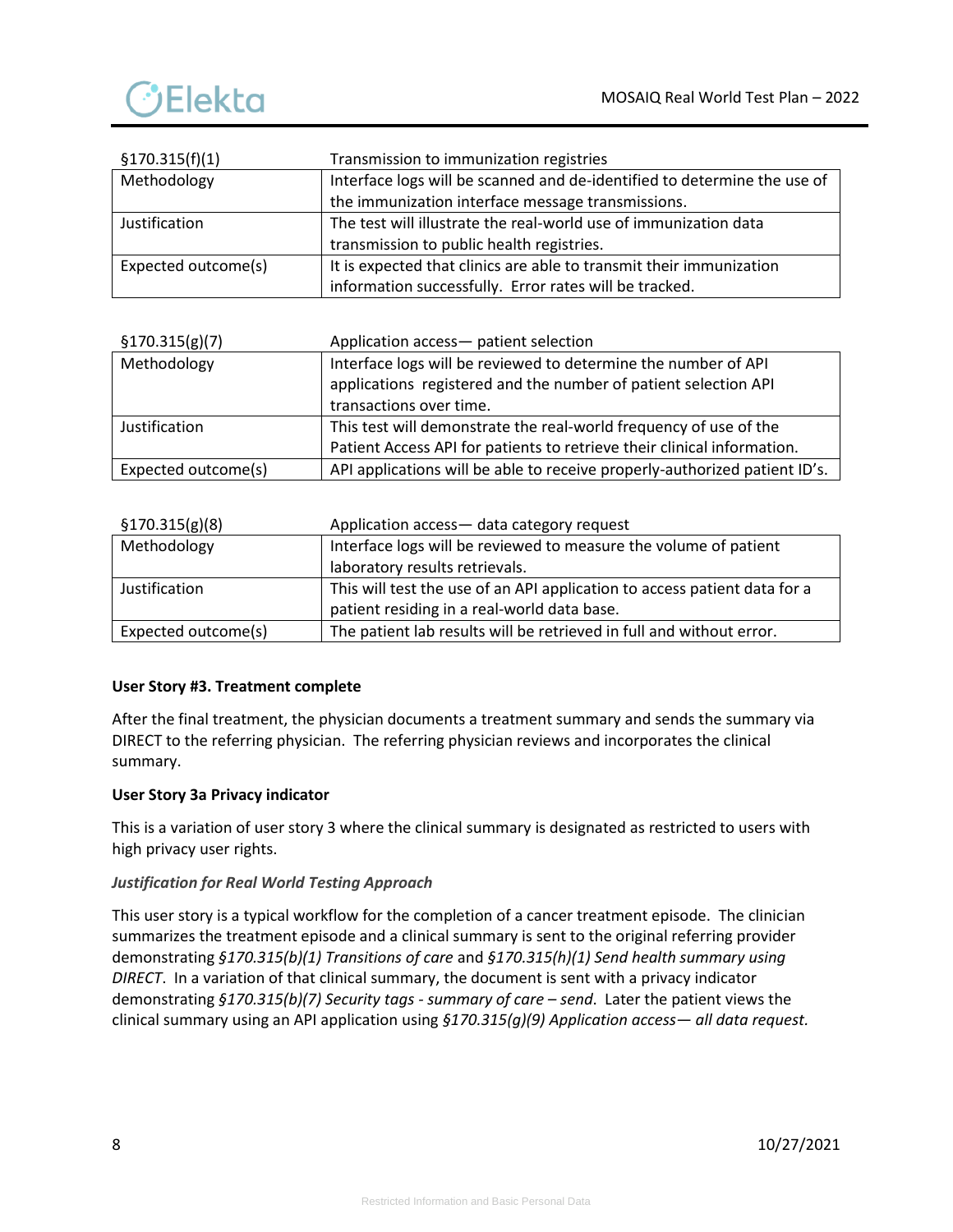| §170.315(f)(1) | Transmission to immunization registries |
|---|---|
| Methodology | Interface logs will be scanned and de-identified to determine the use of the immunization interface message transmissions. |
| Justification | The test will illustrate the real-world use of immunization data transmission to public health registries. |
| Expected outcome(s) | It is expected that clinics are able to transmit their immunization information successfully. Error rates will be tracked. |

| §170.315(g)(7) | Application access— patient selection |
|---|---|
| Methodology | Interface logs will be reviewed to determine the number of API applications registered and the number of patient selection API transactions over time. |
| Justification | This test will demonstrate the real-world frequency of use of the Patient Access API for patients to retrieve their clinical information. |
| Expected outcome(s) | API applications will be able to receive properly-authorized patient ID's. |

| §170.315(g)(8) | Application access— data category request |
|---|---|
| Methodology | Interface logs will be reviewed to measure the volume of patient laboratory results retrievals. |
| Justification | This will test the use of an API application to access patient data for a patient residing in a real-world data base. |
| Expected outcome(s) | The patient lab results will be retrieved in full and without error. |

**User Story #3. Treatment complete**

After the final treatment, the physician documents a treatment summary and sends the summary via DIRECT to the referring physician. The referring physician reviews and incorporates the clinical summary.

**User Story 3a Privacy indicator**

This is a variation of user story 3 where the clinical summary is designated as restricted to users with high privacy user rights.

***Justification for Real World Testing Approach***

This user story is a typical workflow for the completion of a cancer treatment episode. The clinician summarizes the treatment episode and a clinical summary is sent to the original referring provider demonstrating *§170.315(b)(1) Transitions of care* and *§170.315(h)(1) Send health summary using DIRECT*. In a variation of that clinical summary, the document is sent with a privacy indicator demonstrating *§170.315(b)(7) Security tags - summary of care – send*. Later the patient views the clinical summary using an API application using *§170.315(g)(9) Application access— all data request.*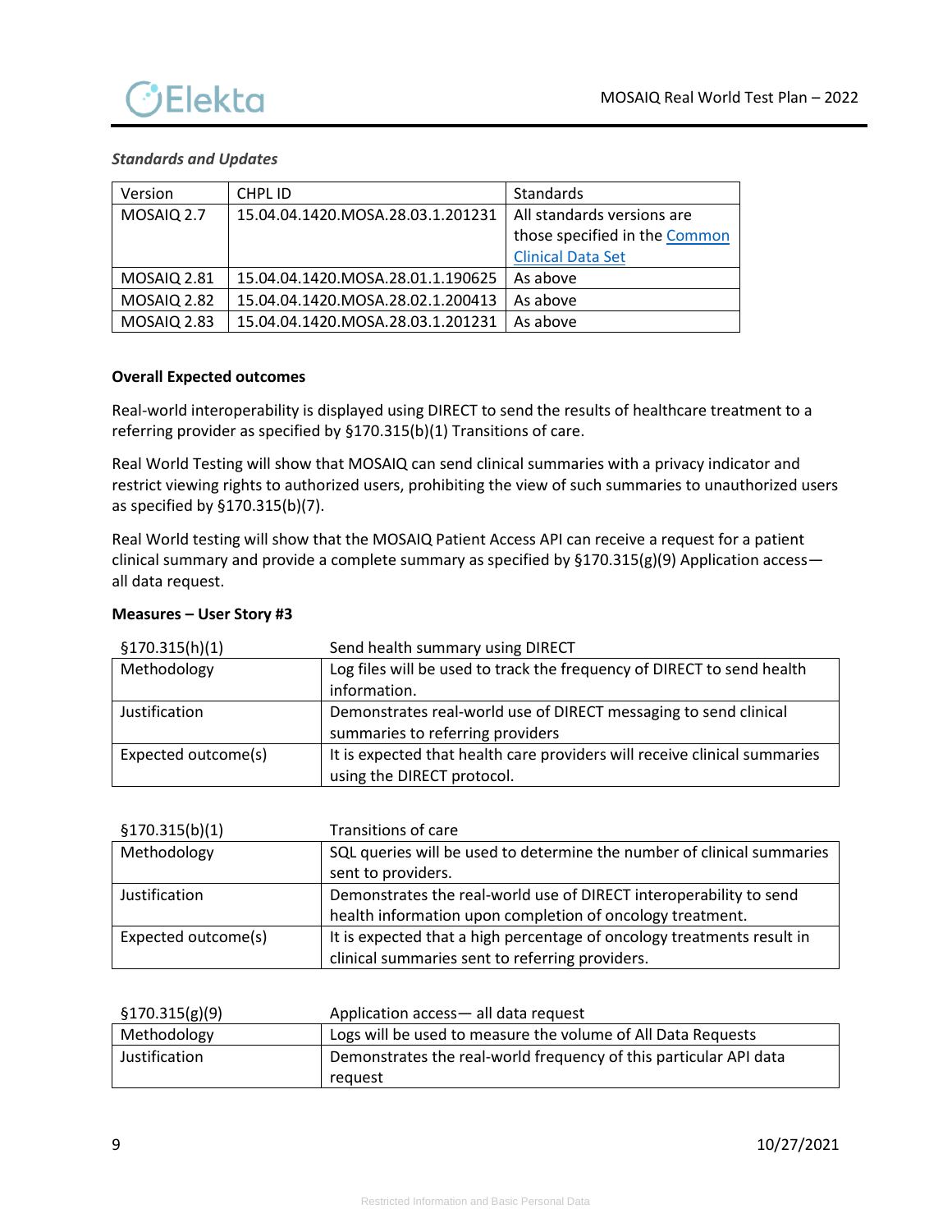*Standards and Updates*

| Version | CHPL ID | Standards |
| --- | --- | --- |
| MOSAIQ 2.7 | 15.04.04.1420.MOSA.28.03.1.201231 | All standards versions are those specified in the Common Clinical Data Set |
| MOSAIQ 2.81 | 15.04.04.1420.MOSA.28.01.1.190625 | As above |
| MOSAIQ 2.82 | 15.04.04.1420.MOSA.28.02.1.200413 | As above |
| MOSAIQ 2.83 | 15.04.04.1420.MOSA.28.03.1.201231 | As above |

**Overall Expected outcomes**

Real-world interoperability is displayed using DIRECT to send the results of healthcare treatment to a referring provider as specified by §170.315(b)(1) Transitions of care.

Real World Testing will show that MOSAIQ can send clinical summaries with a privacy indicator and restrict viewing rights to authorized users, prohibiting the view of such summaries to unauthorized users as specified by §170.315(b)(7).

Real World testing will show that the MOSAIQ Patient Access API can receive a request for a patient clinical summary and provide a complete summary as specified by §170.315(g)(9) Application access—all data request.

**Measures – User Story #3**

| §170.315(h)(1) | Send health summary using DIRECT |
| --- | --- |
| Methodology | Log files will be used to track the frequency of DIRECT to send health information. |
| Justification | Demonstrates real-world use of DIRECT messaging to send clinical summaries to referring providers |
| Expected outcome(s) | It is expected that health care providers will receive clinical summaries using the DIRECT protocol. |

| §170.315(b)(1) | Transitions of care |
| --- | --- |
| Methodology | SQL queries will be used to determine the number of clinical summaries sent to providers. |
| Justification | Demonstrates the real-world use of DIRECT interoperability to send health information upon completion of oncology treatment. |
| Expected outcome(s) | It is expected that a high percentage of oncology treatments result in clinical summaries sent to referring providers. |

| §170.315(g)(9) | Application access— all data request |
| --- | --- |
| Methodology | Logs will be used to measure the volume of All Data Requests |
| Justification | Demonstrates the real-world frequency of this particular API data request |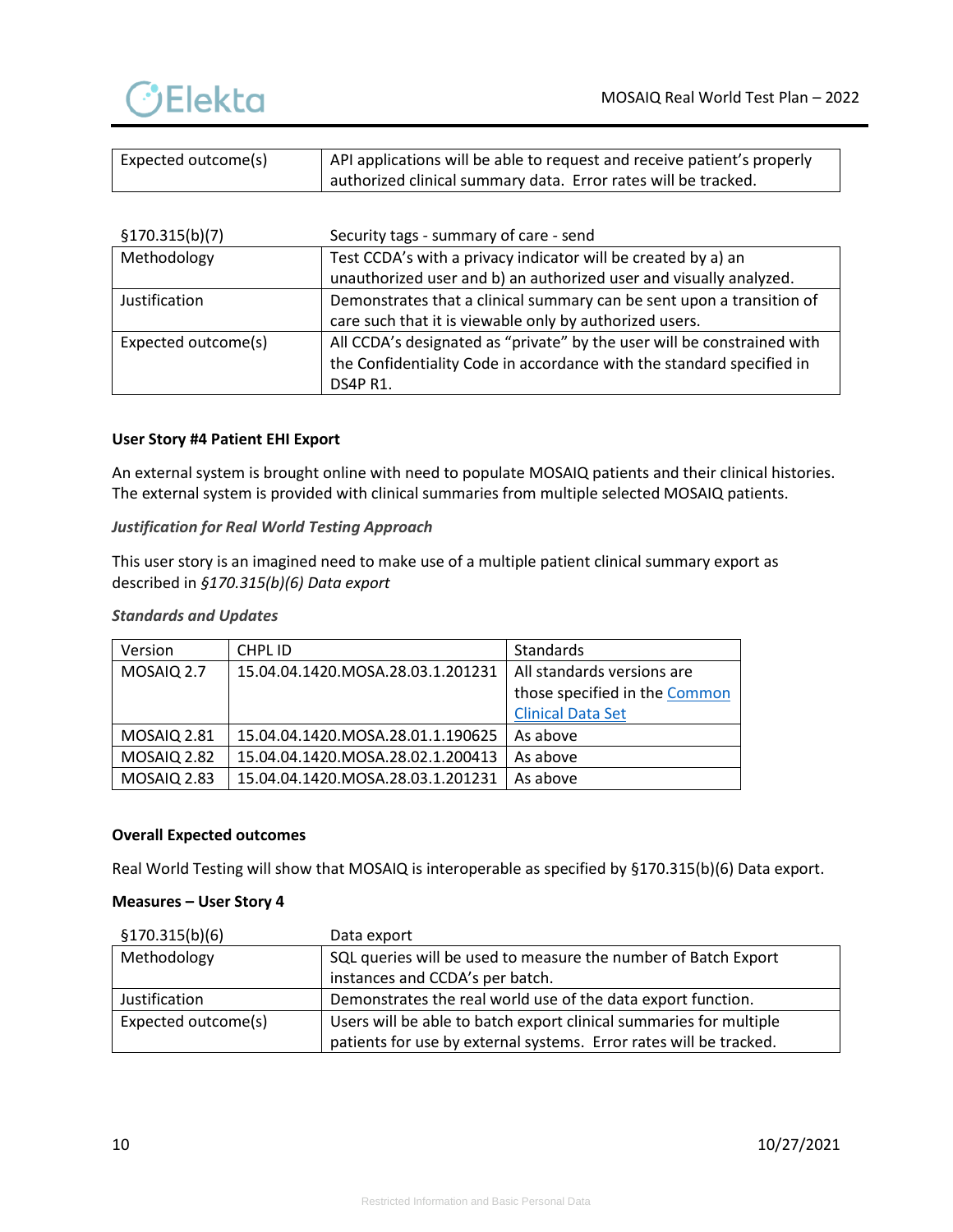| Expected outcome(s) | API applications will be able to request and receive patient's properly authorized clinical summary data. Error rates will be tracked. |
|---|---|

| §170.315(b)(7) | Security tags - summary of care - send |
|---|---|
| Methodology | Test CCDA's with a privacy indicator will be created by a) an unauthorized user and b) an authorized user and visually analyzed. |
| Justification | Demonstrates that a clinical summary can be sent upon a transition of care such that it is viewable only by authorized users. |
| Expected outcome(s) | All CCDA's designated as "private" by the user will be constrained with the Confidentiality Code in accordance with the standard specified in DS4P R1. |

**User Story #4 Patient EHI Export**

An external system is brought online with need to populate MOSAIQ patients and their clinical histories. The external system is provided with clinical summaries from multiple selected MOSAIQ patients.

***Justification for Real World Testing Approach***

This user story is an imagined need to make use of a multiple patient clinical summary export as described in *§170.315(b)(6) Data export*

***Standards and Updates***

| Version | CHPL ID | Standards |
|---|---|---|
| MOSAIQ 2.7 | 15.04.04.1420.MOSA.28.03.1.201231 | All standards versions are those specified in the Common Clinical Data Set |
| MOSAIQ 2.81 | 15.04.04.1420.MOSA.28.01.1.190625 | As above |
| MOSAIQ 2.82 | 15.04.04.1420.MOSA.28.02.1.200413 | As above |
| MOSAIQ 2.83 | 15.04.04.1420.MOSA.28.03.1.201231 | As above |

**Overall Expected outcomes**

Real World Testing will show that MOSAIQ is interoperable as specified by §170.315(b)(6) Data export.

**Measures – User Story 4**

| §170.315(b)(6) | Data export |
|---|---|
| Methodology | SQL queries will be used to measure the number of Batch Export instances and CCDA's per batch. |
| Justification | Demonstrates the real world use of the data export function. |
| Expected outcome(s) | Users will be able to batch export clinical summaries for multiple patients for use by external systems. Error rates will be tracked. |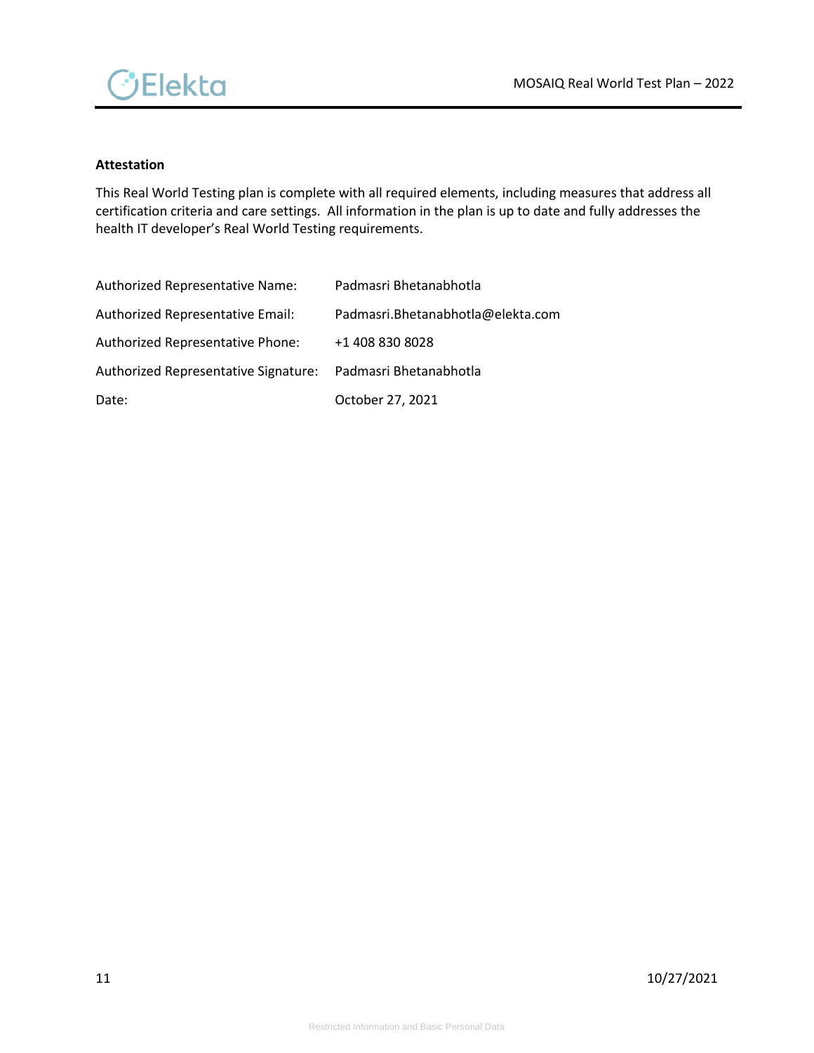**Attestation**

This Real World Testing plan is complete with all required elements, including measures that address all certification criteria and care settings. All information in the plan is up to date and fully addresses the health IT developer's Real World Testing requirements.

| | |
|---|---|
| Authorized Representative Name: | Padmasri Bhetanabhotla |
| Authorized Representative Email: | Padmasri.Bhetanabhotla@elekta.com |
| Authorized Representative Phone: | +1 408 830 8028 |
| Authorized Representative Signature: | Padmasri Bhetanabhotla |
| Date: | October 27, 2021 |